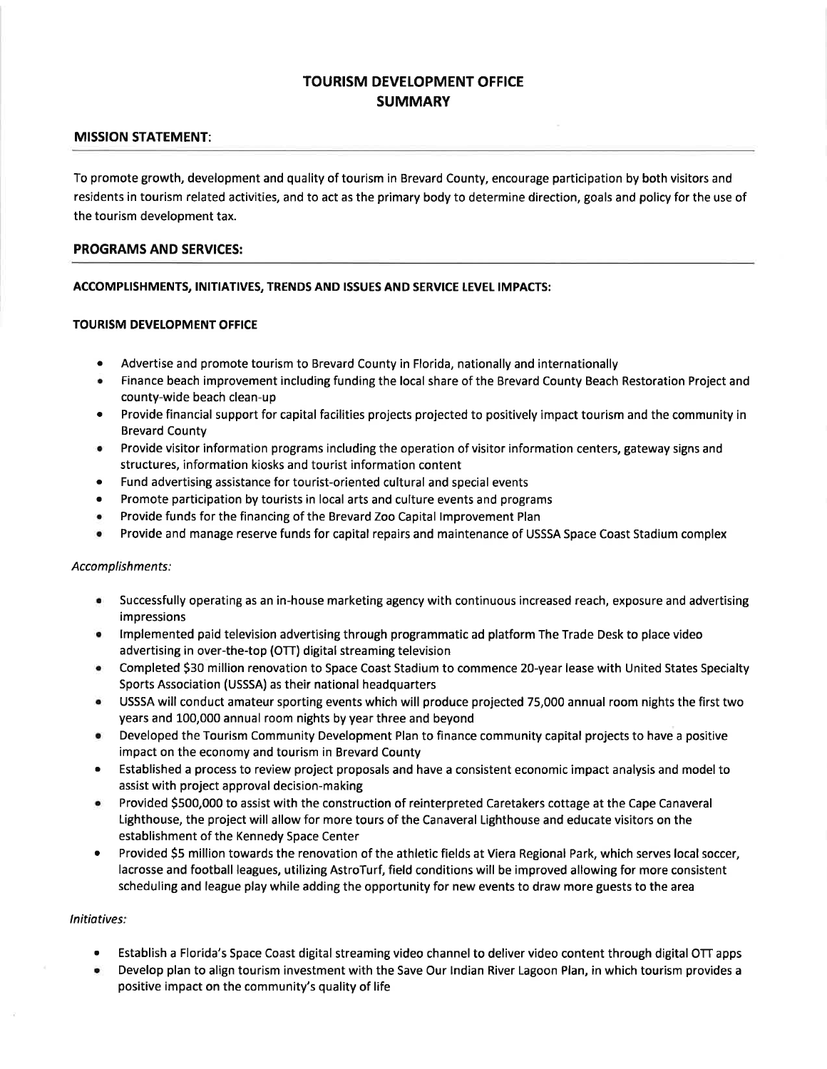# TOURISM DEVELOPMENT OFFICE SUMMARY

## MISSION STATEMENT:

To promote growth, development and quality of tourism in Brevard County, encourage participation by both visitors and residents in tourism related activities, and to act as the primary body to determine direction, goals and policy for the use of the tourism development tax.

## PROGRAMS AND SERVICES:

### ACCOMPLISHMENTS, INITIATIVES, TRENDS AND ISSUES AND SERVICE LEVEL IMPACTS:

### TOURISM DEVELOPMENT OFFICE

- Advertise and promote tourism to Brevard County in Florida, nationally and internationally
- Finance beach improvement including funding the local share of the Brevard County Beach Restoration Project and county-wide beach clean-up
- Provide financial support for capital facilities projects projected to positively impact tourism and the community in Brevard County
- Provide visitor information programs including the operation of visitor information centers, gateway signs and structures, information kiosks and tourist information content
- Fund advertising assistance for tourist-oriented cultural and special events
- Promote participation by tourists in local arts and culture events and programs
- Provide funds for the financing of the Brevard Zoo Capital Improvement Plan
- Provide and manage reserve funds for capital repairs and maintenance of USSSA Space Coast Stadium complex

*Accomplishments:*

- Successfully operating as an in-house marketing agency with continuous increased reach, exposure and advertising impressions
- Implemented paid television advertising through programmatic ad platform The Trade Desk to place video advertising in over-the-top (OTT) digital streaming television
- Completed $30 million renovation to Space Coast Stadium to commence 20-year lease with United States Specialty Sports Association (USSSA) as their national headquarters
- USSSA will conduct amateur sporting events which will produce projected 75,000 annual room nights the first two years and 100,000 annual room nights by year three and beyond
- Developed the Tourism Community Development Plan to finance community capital projects to have a positive impact on the economy and tourism in Brevard County
- Established a process to review project proposals and have a consistent economic impact analysis and model to assist with project approval decision-making
- Provided $500,000 to assist with the construction of reinterpreted Caretakers cottage at the Cape Canaveral Lighthouse, the project will allow for more tours of the Canaveral Lighthouse and educate visitors on the establishment of the Kennedy Space Center
- Provided $5 million towards the renovation of the athletic fields at Viera Regional Park, which serves local soccer, lacrosse and football leagues, utilizing AstroTurf, field conditions will be improved allowing for more consistent scheduling and league play while adding the opportunity for new events to draw more guests to the area

*Initiatives:*

- Establish a Florida's Space Coast digital streaming video channel to deliver video content through digital OTT apps
- Develop plan to align tourism investment with the Save Our Indian River Lagoon Plan, in which tourism provides a positive impact on the community's quality of life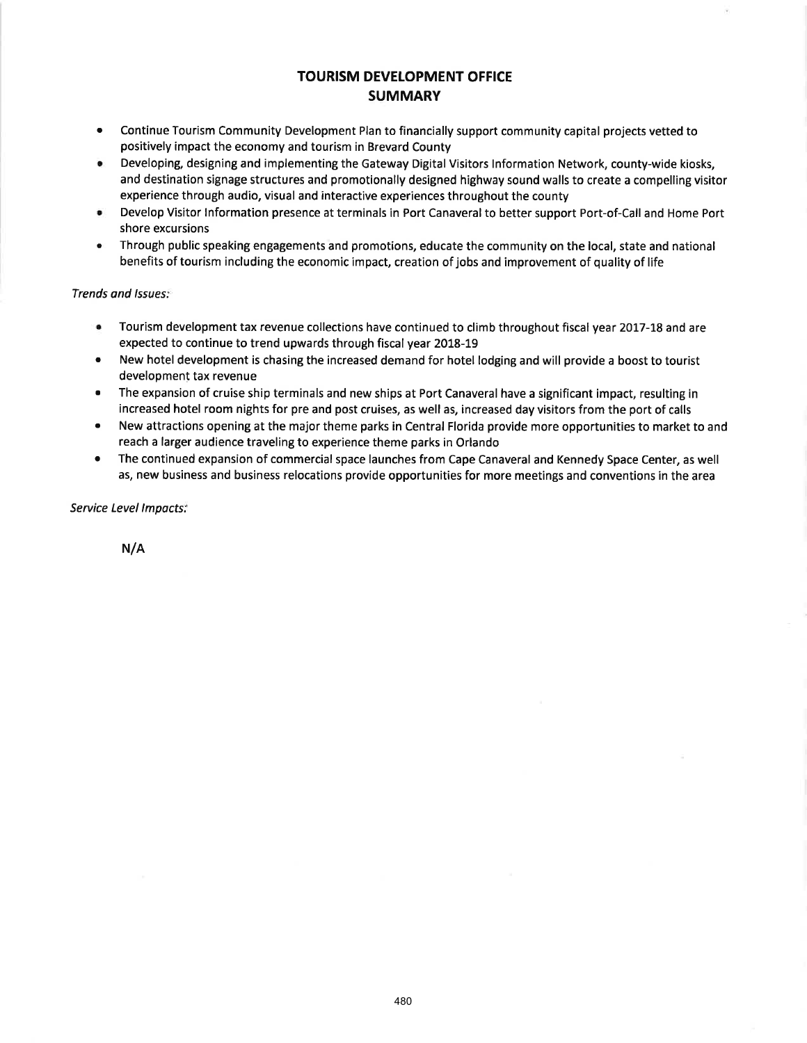# TOURISM DEVELOPMENT OFFICE
## SUMMARY

- Continue Tourism Community Development Plan to financially support community capital projects vetted to positively impact the economy and tourism in Brevard County
- Developing, designing and implementing the Gateway Digital Visitors Information Network, county-wide kiosks, and destination signage structures and promotionally designed highway sound walls to create a compelling visitor experience through audio, visual and interactive experiences throughout the county
- Develop Visitor Information presence at terminals in Port Canaveral to better support Port-of-Call and Home Port shore excursions
- Through public speaking engagements and promotions, educate the community on the local, state and national benefits of tourism including the economic impact, creation of jobs and improvement of quality of life

*Trends and Issues:*

- Tourism development tax revenue collections have continued to climb throughout fiscal year 2017-18 and are expected to continue to trend upwards through fiscal year 2018-19
- New hotel development is chasing the increased demand for hotel lodging and will provide a boost to tourist development tax revenue
- The expansion of cruise ship terminals and new ships at Port Canaveral have a significant impact, resulting in increased hotel room nights for pre and post cruises, as well as, increased day visitors from the port of calls
- New attractions opening at the major theme parks in Central Florida provide more opportunities to market to and reach a larger audience traveling to experience theme parks in Orlando
- The continued expansion of commercial space launches from Cape Canaveral and Kennedy Space Center, as well as, new business and business relocations provide opportunities for more meetings and conventions in the area

*Service Level Impacts:*

N/A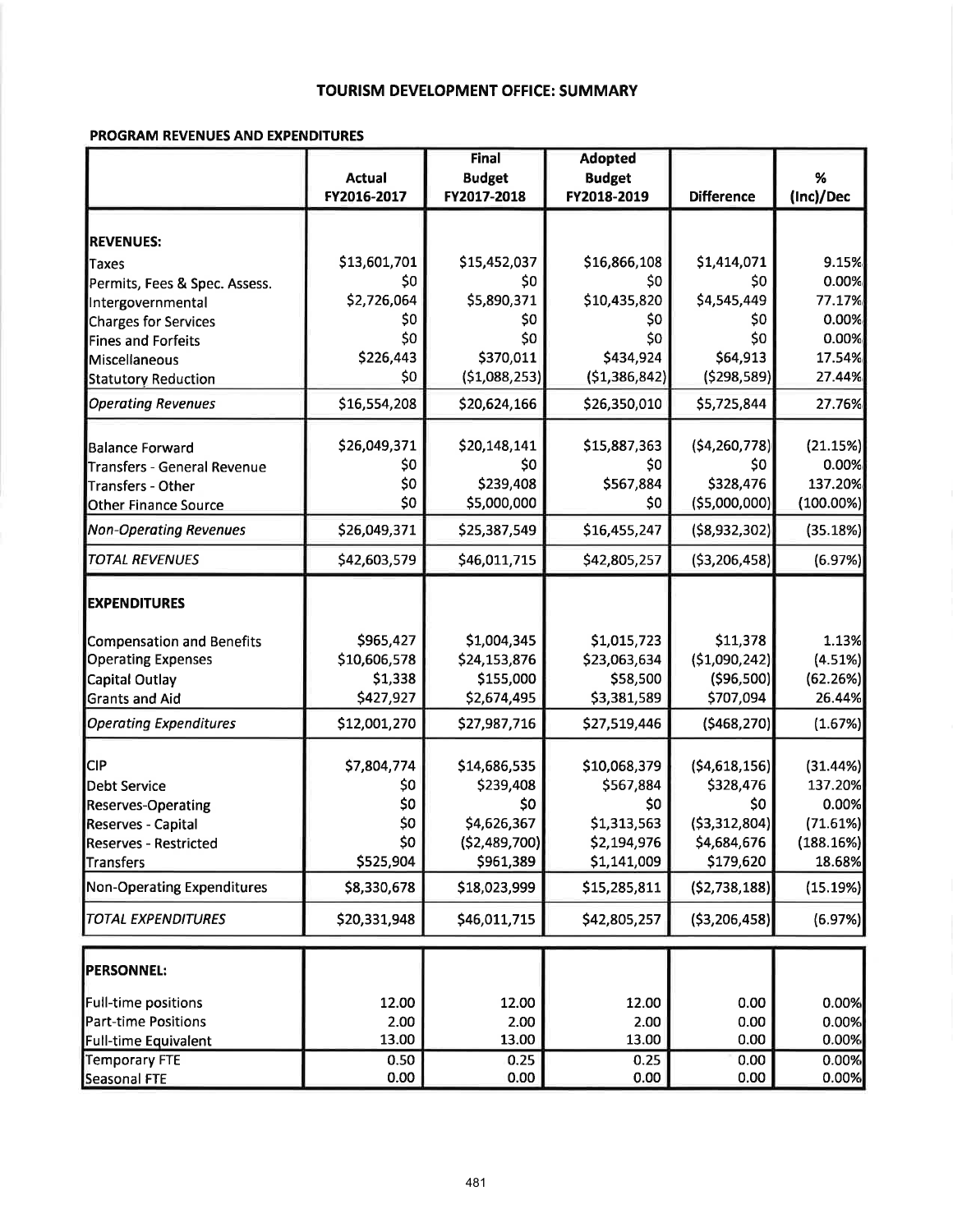# TOURISM DEVELOPMENT OFFICE: SUMMARY

## PROGRAM REVENUES AND EXPENDITURES

| | Actual FY2016-2017 | Final Budget FY2017-2018 | Adopted Budget FY2018-2019 | Difference | % (Inc)/Dec |
|---|---|---|---|---|---|
| **REVENUES:** | | | | | |
| Taxes | $13,601,701 | $15,452,037 | $16,866,108 | $1,414,071 | 9.15% |
| Permits, Fees & Spec. Assess. | $0 | $0 | $0 | $0 | 0.00% |
| Intergovernmental | $2,726,064 | $5,890,371 | $10,435,820 | $4,545,449 | 77.17% |
| Charges for Services | $0 | $0 | $0 | $0 | 0.00% |
| Fines and Forfeits | $0 | $0 | $0 | $0 | 0.00% |
| Miscellaneous | $226,443 | $370,011 | $434,924 | $64,913 | 17.54% |
| Statutory Reduction | $0 | ($1,088,253) | ($1,386,842) | ($298,589) | 27.44% |
| *Operating Revenues* | $16,554,208 | $20,624,166 | $26,350,010 | $5,725,844 | 27.76% |
| Balance Forward | $26,049,371 | $20,148,141 | $15,887,363 | ($4,260,778) | (21.15%) |
| Transfers - General Revenue | $0 | $0 | $0 | $0 | 0.00% |
| Transfers - Other | $0 | $239,408 | $567,884 | $328,476 | 137.20% |
| Other Finance Source | $0 | $5,000,000 | $0 | ($5,000,000) | (100.00%) |
| *Non-Operating Revenues* | $26,049,371 | $25,387,549 | $16,455,247 | ($8,932,302) | (35.18%) |
| *TOTAL REVENUES* | $42,603,579 | $46,011,715 | $42,805,257 | ($3,206,458) | (6.97%) |
| **EXPENDITURES** | | | | | |
| Compensation and Benefits | $965,427 | $1,004,345 | $1,015,723 | $11,378 | 1.13% |
| Operating Expenses | $10,606,578 | $24,153,876 | $23,063,634 | ($1,090,242) | (4.51%) |
| Capital Outlay | $1,338 | $155,000 | $58,500 | ($96,500) | (62.26%) |
| Grants and Aid | $427,927 | $2,674,495 | $3,381,589 | $707,094 | 26.44% |
| *Operating Expenditures* | $12,001,270 | $27,987,716 | $27,519,446 | ($468,270) | (1.67%) |
| CIP | $7,804,774 | $14,686,535 | $10,068,379 | ($4,618,156) | (31.44%) |
| Debt Service | $0 | $239,408 | $567,884 | $328,476 | 137.20% |
| Reserves-Operating | $0 | $0 | $0 | $0 | 0.00% |
| Reserves - Capital | $0 | $4,626,367 | $1,313,563 | ($3,312,804) | (71.61%) |
| Reserves - Restricted | $0 | ($2,489,700) | $2,194,976 | $4,684,676 | (188.16%) |
| Transfers | $525,904 | $961,389 | $1,141,009 | $179,620 | 18.68% |
| Non-Operating Expenditures | $8,330,678 | $18,023,999 | $15,285,811 | ($2,738,188) | (15.19%) |
| *TOTAL EXPENDITURES* | $20,331,948 | $46,011,715 | $42,805,257 | ($3,206,458) | (6.97%) |

| | | | | | |
|---|---|---|---|---|---|
| **PERSONNEL:** | | | | | |
| Full-time positions | 12.00 | 12.00 | 12.00 | 0.00 | 0.00% |
| Part-time Positions | 2.00 | 2.00 | 2.00 | 0.00 | 0.00% |
| Full-time Equivalent | 13.00 | 13.00 | 13.00 | 0.00 | 0.00% |
| Temporary FTE | 0.50 | 0.25 | 0.25 | 0.00 | 0.00% |
| Seasonal FTE | 0.00 | 0.00 | 0.00 | 0.00 | 0.00% |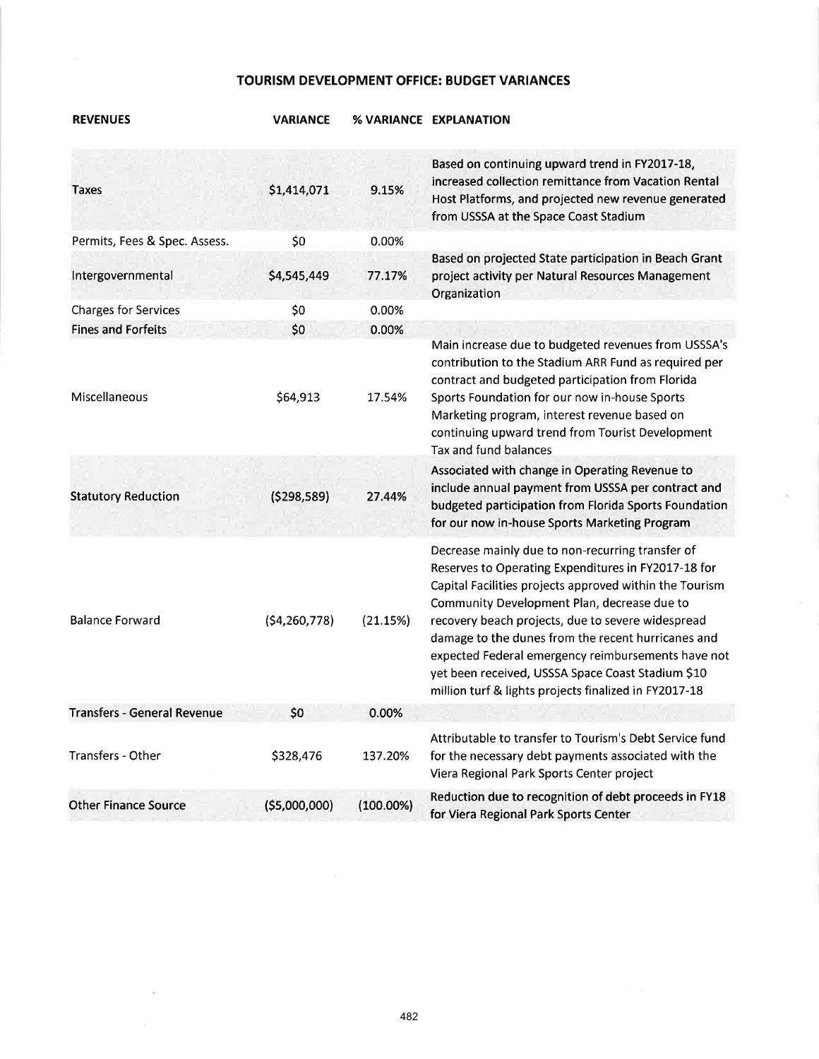## TOURISM DEVELOPMENT OFFICE: BUDGET VARIANCES

| REVENUES | VARIANCE | % VARIANCE | EXPLANATION |
|---|---|---|---|
| Taxes | $1,414,071 | 9.15% | Based on continuing upward trend in FY2017-18, increased collection remittance from Vacation Rental Host Platforms, and projected new revenue generated from USSSA at the Space Coast Stadium |
| Permits, Fees & Spec. Assess. | $0 | 0.00% | |
| Intergovernmental | $4,545,449 | 77.17% | Based on projected State participation in Beach Grant project activity per Natural Resources Management Organization |
| Charges for Services | $0 | 0.00% | |
| Fines and Forfeits | $0 | 0.00% | |
| Miscellaneous | $64,913 | 17.54% | Main increase due to budgeted revenues from USSSA's contribution to the Stadium ARR Fund as required per contract and budgeted participation from Florida Sports Foundation for our now in-house Sports Marketing program, interest revenue based on continuing upward trend from Tourist Development Tax and fund balances |
| Statutory Reduction | ($298,589) | 27.44% | Associated with change in Operating Revenue to include annual payment from USSSA per contract and budgeted participation from Florida Sports Foundation for our now in-house Sports Marketing Program |
| Balance Forward | ($4,260,778) | (21.15%) | Decrease mainly due to non-recurring transfer of Reserves to Operating Expenditures in FY2017-18 for Capital Facilities projects approved within the Tourism Community Development Plan, decrease due to recovery beach projects, due to severe widespread damage to the dunes from the recent hurricanes and expected Federal emergency reimbursements have not yet been received, USSSA Space Coast Stadium $10 million turf & lights projects finalized in FY2017-18 |
| Transfers - General Revenue | $0 | 0.00% | |
| Transfers - Other | $328,476 | 137.20% | Attributable to transfer to Tourism's Debt Service fund for the necessary debt payments associated with the Viera Regional Park Sports Center project |
| Other Finance Source | ($5,000,000) | (100.00%) | Reduction due to recognition of debt proceeds in FY18 for Viera Regional Park Sports Center |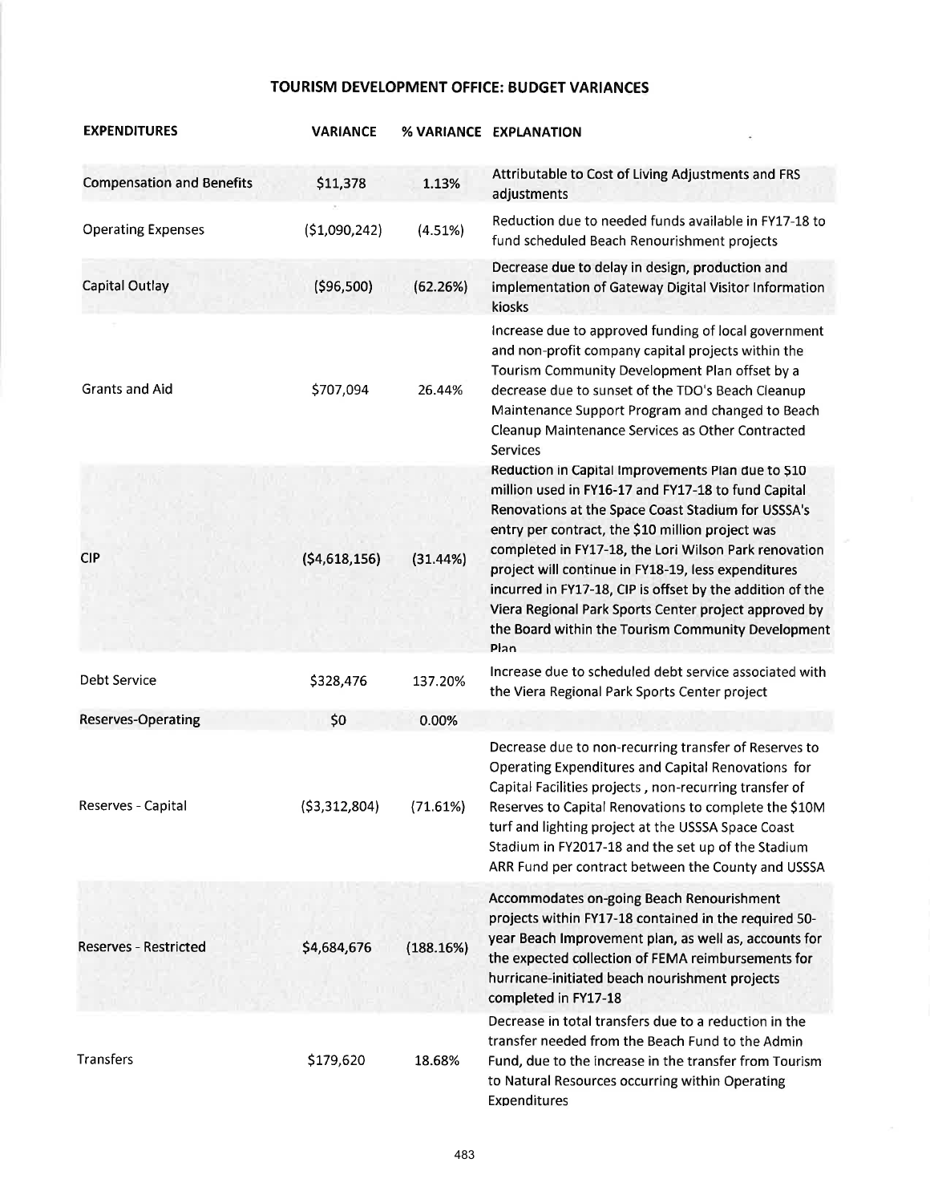## TOURISM DEVELOPMENT OFFICE: BUDGET VARIANCES

| EXPENDITURES | VARIANCE | % VARIANCE | EXPLANATION |
|---|---|---|---|
| Compensation and Benefits | $11,378 | 1.13% | Attributable to Cost of Living Adjustments and FRS adjustments |
| Operating Expenses | ($1,090,242) | (4.51%) | Reduction due to needed funds available in FY17-18 to fund scheduled Beach Renourishment projects |
| Capital Outlay | ($96,500) | (62.26%) | Decrease due to delay in design, production and implementation of Gateway Digital Visitor Information kiosks |
| Grants and Aid | $707,094 | 26.44% | Increase due to approved funding of local government and non-profit company capital projects within the Tourism Community Development Plan offset by a decrease due to sunset of the TDO's Beach Cleanup Maintenance Support Program and changed to Beach Cleanup Maintenance Services as Other Contracted Services |
| CIP | ($4,618,156) | (31.44%) | Reduction in Capital Improvements Plan due to $10 million used in FY16-17 and FY17-18 to fund Capital Renovations at the Space Coast Stadium for USSSA's entry per contract, the $10 million project was completed in FY17-18, the Lori Wilson Park renovation project will continue in FY18-19, less expenditures incurred in FY17-18, CIP is offset by the addition of the Viera Regional Park Sports Center project approved by the Board within the Tourism Community Development Plan |
| Debt Service | $328,476 | 137.20% | Increase due to scheduled debt service associated with the Viera Regional Park Sports Center project |
| Reserves-Operating | $0 | 0.00% | |
| Reserves - Capital | ($3,312,804) | (71.61%) | Decrease due to non-recurring transfer of Reserves to Operating Expenditures and Capital Renovations for Capital Facilities projects , non-recurring transfer of Reserves to Capital Renovations to complete the $10M turf and lighting project at the USSSA Space Coast Stadium in FY2017-18 and the set up of the Stadium ARR Fund per contract between the County and USSSA |
| Reserves - Restricted | $4,684,676 | (188.16%) | Accommodates on-going Beach Renourishment projects within FY17-18 contained in the required 50-year Beach Improvement plan, as well as, accounts for the expected collection of FEMA reimbursements for hurricane-initiated beach nourishment projects completed in FY17-18 |
| Transfers | $179,620 | 18.68% | Decrease in total transfers due to a reduction in the transfer needed from the Beach Fund to the Admin Fund, due to the increase in the transfer from Tourism to Natural Resources occurring within Operating Expenditures |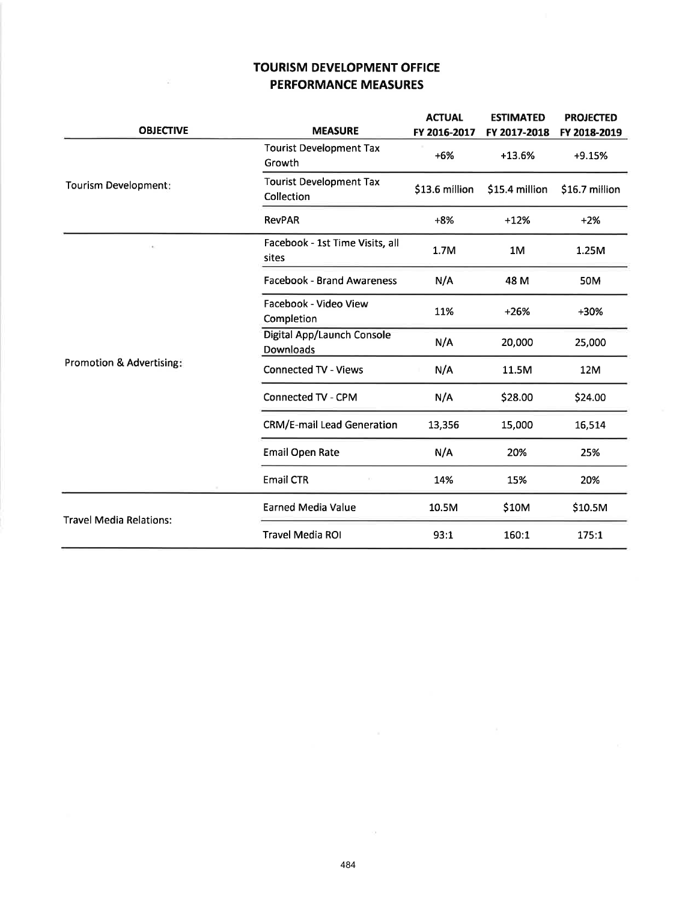# TOURISM DEVELOPMENT OFFICE
## PERFORMANCE MEASURES

| OBJECTIVE | MEASURE | ACTUAL FY 2016-2017 | ESTIMATED FY 2017-2018 | PROJECTED FY 2018-2019 |
|---|---|---|---|---|
| Tourism Development: | Tourist Development Tax Growth | +6% | +13.6% | +9.15% |
| | Tourist Development Tax Collection | $13.6 million | $15.4 million | $16.7 million |
| | RevPAR | +8% | +12% | +2% |
| Promotion & Advertising: | Facebook - 1st Time Visits, all sites | 1.7M | 1M | 1.25M |
| | Facebook - Brand Awareness | N/A | 48 M | 50M |
| | Facebook - Video View Completion | 11% | +26% | +30% |
| | Digital App/Launch Console Downloads | N/A | 20,000 | 25,000 |
| | Connected TV - Views | N/A | 11.5M | 12M |
| | Connected TV - CPM | N/A | $28.00 | $24.00 |
| | CRM/E-mail Lead Generation | 13,356 | 15,000 | 16,514 |
| | Email Open Rate | N/A | 20% | 25% |
| | Email CTR | 14% | 15% | 20% |
| Travel Media Relations: | Earned Media Value | 10.5M | $10M | $10.5M |
| | Travel Media ROI | 93:1 | 160:1 | 175:1 |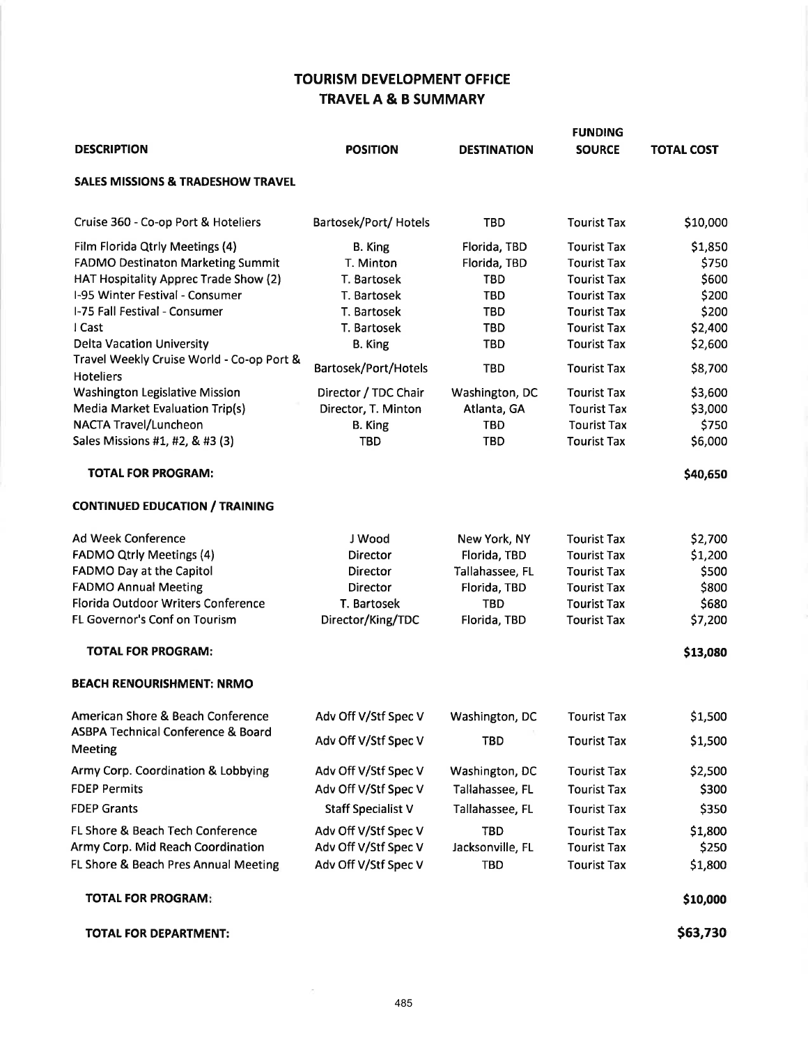# TOURISM DEVELOPMENT OFFICE
## TRAVEL A & B SUMMARY

| DESCRIPTION | POSITION | DESTINATION | FUNDING SOURCE | TOTAL COST |
|---|---|---|---|---|
| **SALES MISSIONS & TRADESHOW TRAVEL** | | | | |
| Cruise 360 - Co-op Port & Hoteliers | Bartosek/Port/ Hotels | TBD | Tourist Tax | $10,000 |
| Film Florida Qtrly Meetings (4) | B. King | Florida, TBD | Tourist Tax | $1,850 |
| FADMO Destinaton Marketing Summit | T. Minton | Florida, TBD | Tourist Tax | $750 |
| HAT Hospitality Apprec Trade Show (2) | T. Bartosek | TBD | Tourist Tax | $600 |
| I-95 Winter Festival - Consumer | T. Bartosek | TBD | Tourist Tax | $200 |
| I-75 Fall Festival - Consumer | T. Bartosek | TBD | Tourist Tax | $200 |
| I Cast | T. Bartosek | TBD | Tourist Tax | $2,400 |
| Delta Vacation University | B. King | TBD | Tourist Tax | $2,600 |
| Travel Weekly Cruise World - Co-op Port & Hoteliers | Bartosek/Port/Hotels | TBD | Tourist Tax | $8,700 |
| Washington Legislative Mission | Director / TDC Chair | Washington, DC | Tourist Tax | $3,600 |
| Media Market Evaluation Trip(s) | Director, T. Minton | Atlanta, GA | Tourist Tax | $3,000 |
| NACTA Travel/Luncheon | B. King | TBD | Tourist Tax | $750 |
| Sales Missions #1, #2, & #3 (3) | TBD | TBD | Tourist Tax | $6,000 |
| **TOTAL FOR PROGRAM:** | | | | **$40,650** |
| **CONTINUED EDUCATION / TRAINING** | | | | |
| Ad Week Conference | J Wood | New York, NY | Tourist Tax | $2,700 |
| FADMO Qtrly Meetings (4) | Director | Florida, TBD | Tourist Tax | $1,200 |
| FADMO Day at the Capitol | Director | Tallahassee, FL | Tourist Tax | $500 |
| FADMO Annual Meeting | Director | Florida, TBD | Tourist Tax | $800 |
| Florida Outdoor Writers Conference | T. Bartosek | TBD | Tourist Tax | $680 |
| FL Governor's Conf on Tourism | Director/King/TDC | Florida, TBD | Tourist Tax | $7,200 |
| **TOTAL FOR PROGRAM:** | | | | **$13,080** |
| **BEACH RENOURISHMENT: NRMO** | | | | |
| American Shore & Beach Conference | Adv Off V/Stf Spec V | Washington, DC | Tourist Tax | $1,500 |
| ASBPA Technical Conference & Board Meeting | Adv Off V/Stf Spec V | TBD | Tourist Tax | $1,500 |
| Army Corp. Coordination & Lobbying | Adv Off V/Stf Spec V | Washington, DC | Tourist Tax | $2,500 |
| FDEP Permits | Adv Off V/Stf Spec V | Tallahassee, FL | Tourist Tax | $300 |
| FDEP Grants | Staff Specialist V | Tallahassee, FL | Tourist Tax | $350 |
| FL Shore & Beach Tech Conference | Adv Off V/Stf Spec V | TBD | Tourist Tax | $1,800 |
| Army Corp. Mid Reach Coordination | Adv Off V/Stf Spec V | Jacksonville, FL | Tourist Tax | $250 |
| FL Shore & Beach Pres Annual Meeting | Adv Off V/Stf Spec V | TBD | Tourist Tax | $1,800 |
| **TOTAL FOR PROGRAM:** | | | | **$10,000** |
| **TOTAL FOR DEPARTMENT:** | | | | **$63,730** |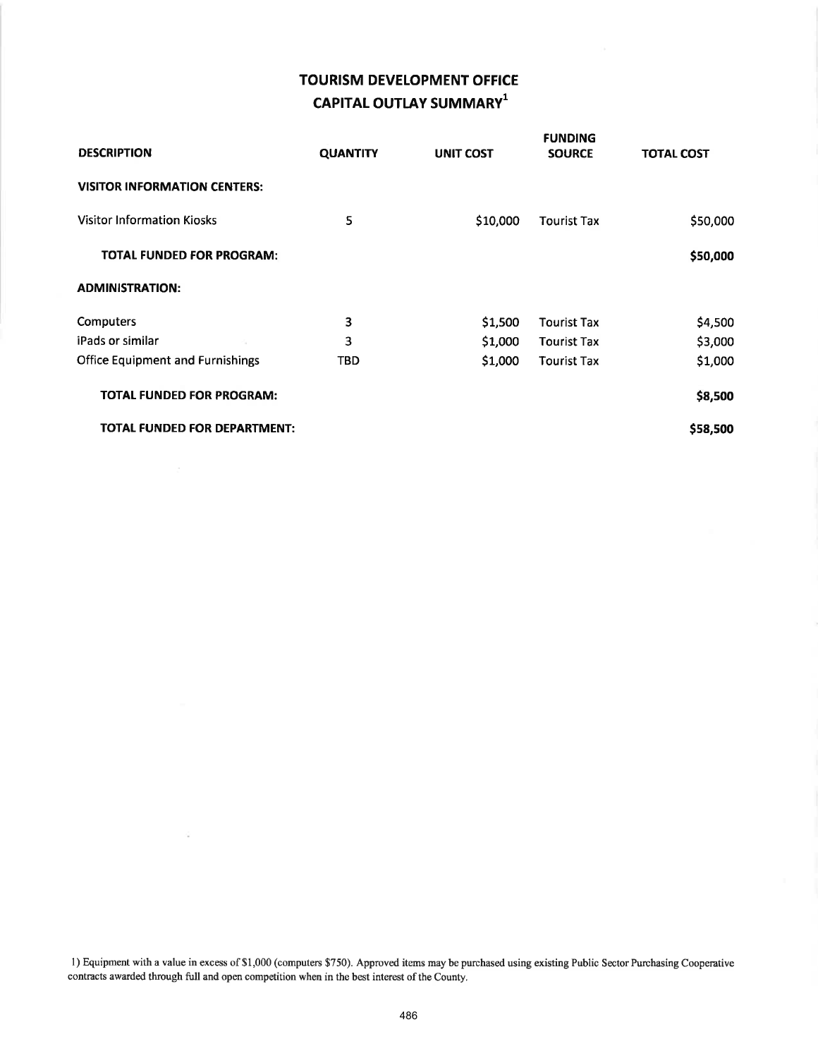# TOURISM DEVELOPMENT OFFICE
## CAPITAL OUTLAY SUMMARY[1]

| DESCRIPTION | QUANTITY | UNIT COST | FUNDING SOURCE | TOTAL COST |
|---|---|---|---|---|
| **VISITOR INFORMATION CENTERS:** | | | | |
| Visitor Information Kiosks | 5 | $10,000 | Tourist Tax | $50,000 |
| **TOTAL FUNDED FOR PROGRAM:** | | | | **$50,000** |
| **ADMINISTRATION:** | | | | |
| Computers | 3 | $1,500 | Tourist Tax | $4,500 |
| iPads or similar | 3 | $1,000 | Tourist Tax | $3,000 |
| Office Equipment and Furnishings | TBD | $1,000 | Tourist Tax | $1,000 |
| **TOTAL FUNDED FOR PROGRAM:** | | | | **$8,500** |
| **TOTAL FUNDED FOR DEPARTMENT:** | | | | **$58,500** |

1) Equipment with a value in excess of $1,000 (computers $750). Approved items may be purchased using existing Public Sector Purchasing Cooperative contracts awarded through full and open competition when in the best interest of the County.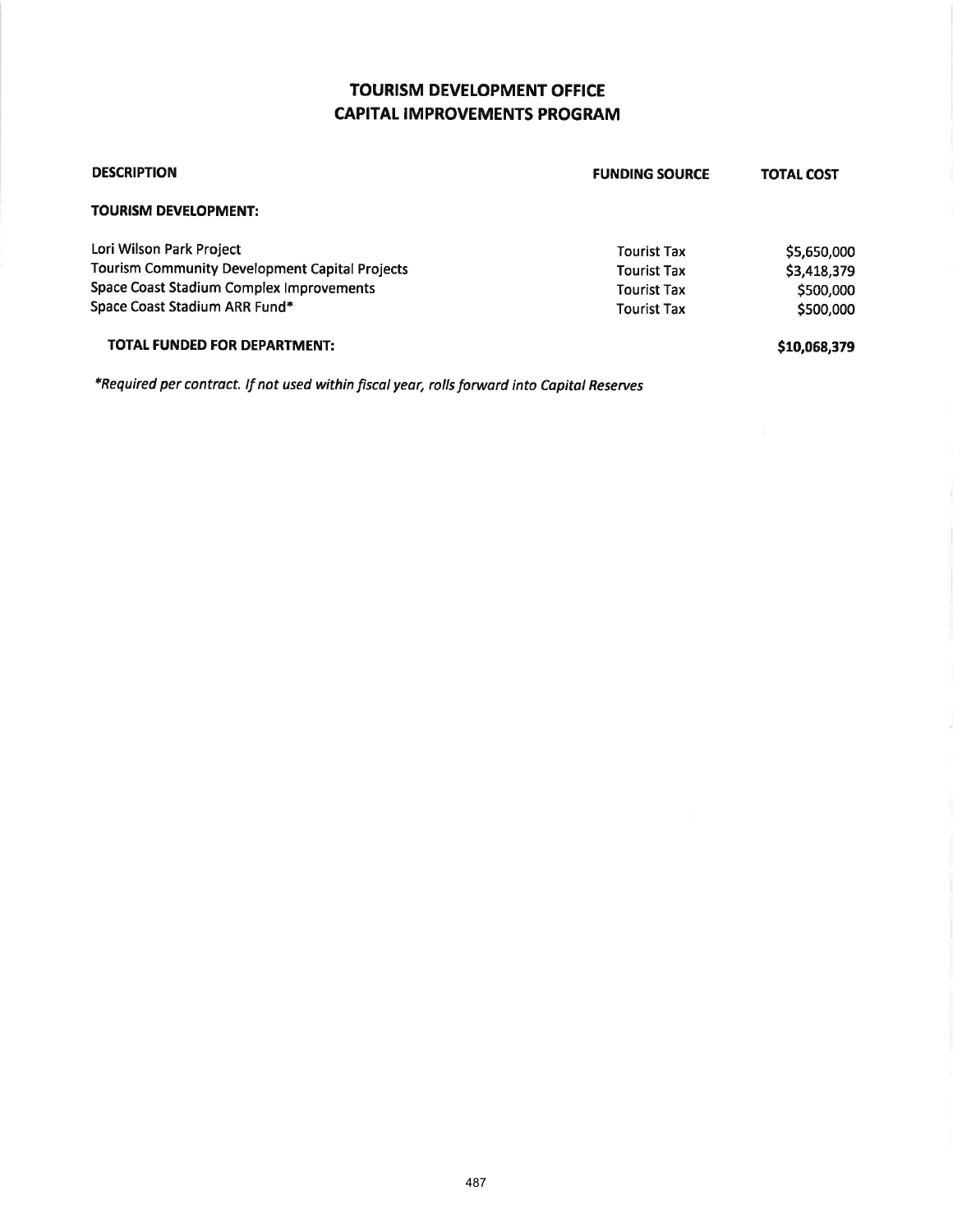# TOURISM DEVELOPMENT OFFICE
# CAPITAL IMPROVEMENTS PROGRAM

| DESCRIPTION | FUNDING SOURCE | TOTAL COST |
|---|---|---|
| **TOURISM DEVELOPMENT:** | | |
| Lori Wilson Park Project | Tourist Tax | $5,650,000 |
| Tourism Community Development Capital Projects | Tourist Tax | $3,418,379 |
| Space Coast Stadium Complex Improvements | Tourist Tax | $500,000 |
| Space Coast Stadium ARR Fund* | Tourist Tax | $500,000 |
| **TOTAL FUNDED FOR DEPARTMENT:** | | **$10,068,379** |

*\*Required per contract. If not used within fiscal year, rolls forward into Capital Reserves*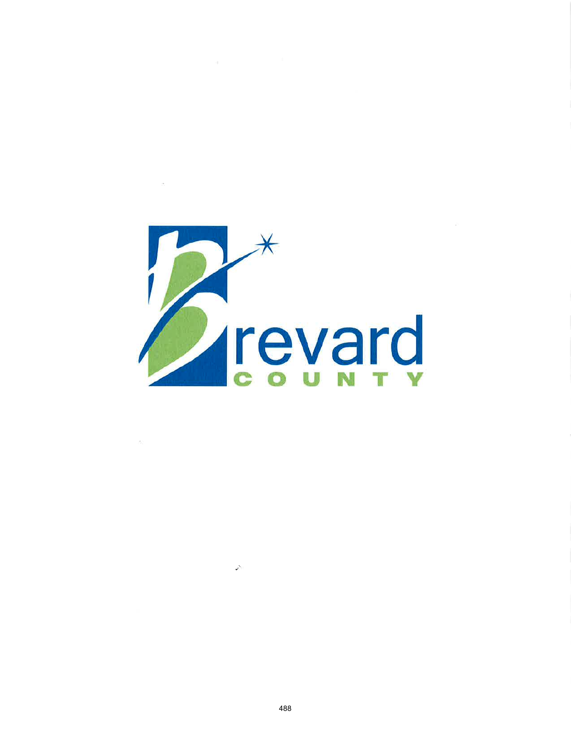Brevard

COUNTY